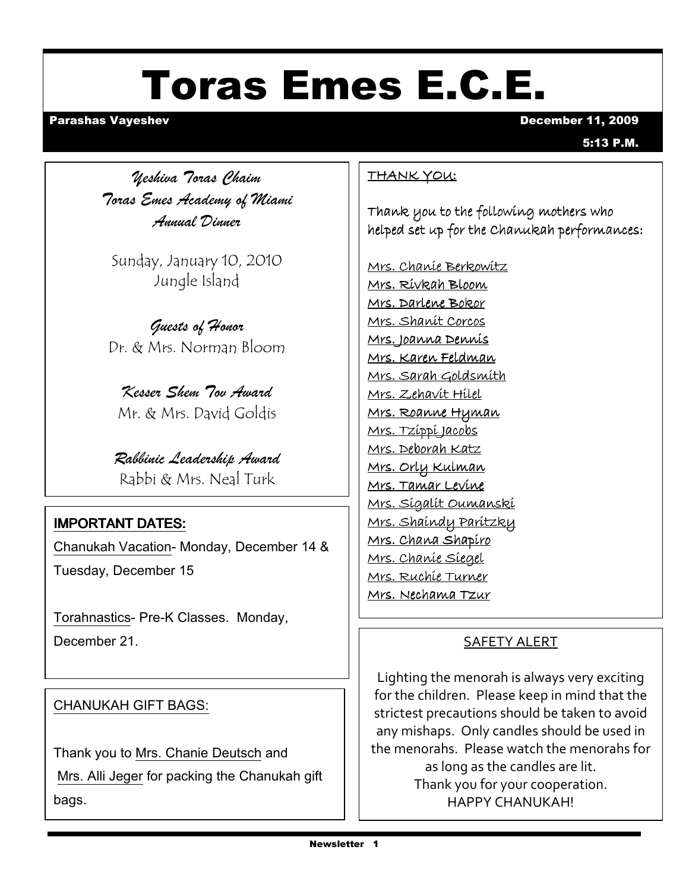# Toras Emes E.C.E.

**Parashas Vayeshev** **December 11, 2009**

**5:13 P.M.**

*Yeshiva Toras Chaim*
*Toras Emes Academy of Miami*
*Annual Dinner*

Sunday, January 10, 2010
Jungle Island

*Guests of Honor*
Dr. & Mrs. Norman Bloom

*Kesser Shem Tov Award*
Mr. & Mrs. David Goldis

*Rabbinic Leadership Award*
Rabbi & Mrs. Neal Turk

## IMPORTANT DATES:

Chanukah Vacation- Monday, December 14 & Tuesday, December 15

Torahnastics- Pre-K Classes. Monday, December 21.

## CHANUKAH GIFT BAGS:

Thank you to Mrs. Chanie Deutsch and Mrs. Alli Jeger for packing the Chanukah gift bags.

## THANK YOU:

Thank you to the following mothers who helped set up for the Chanukah performances:

Mrs. Chanie Berkowitz
Mrs. Rivkah Bloom
Mrs. Darlene Bokor
Mrs. Shanit Corcos
Mrs. Joanna Dennis
Mrs. Karen Feldman
Mrs. Sarah Goldsmith
Mrs. Zehavit Hilel
Mrs. Roanne Hyman
Mrs. Tzippi Jacobs
Mrs. Deborah Katz
Mrs. Orly Kulman
Mrs. Tamar Levine
Mrs. Sigalit Oumanski
Mrs. Shaindy Paritzky
Mrs. Chana Shapiro
Mrs. Chanie Siegel
Mrs. Ruchie Turner
Mrs. Nechama Tzur

## SAFETY ALERT

Lighting the menorah is always very exciting for the children. Please keep in mind that the strictest precautions should be taken to avoid any mishaps. Only candles should be used in the menorahs. Please watch the menorahs for as long as the candles are lit.
Thank you for your cooperation.
HAPPY CHANUKAH!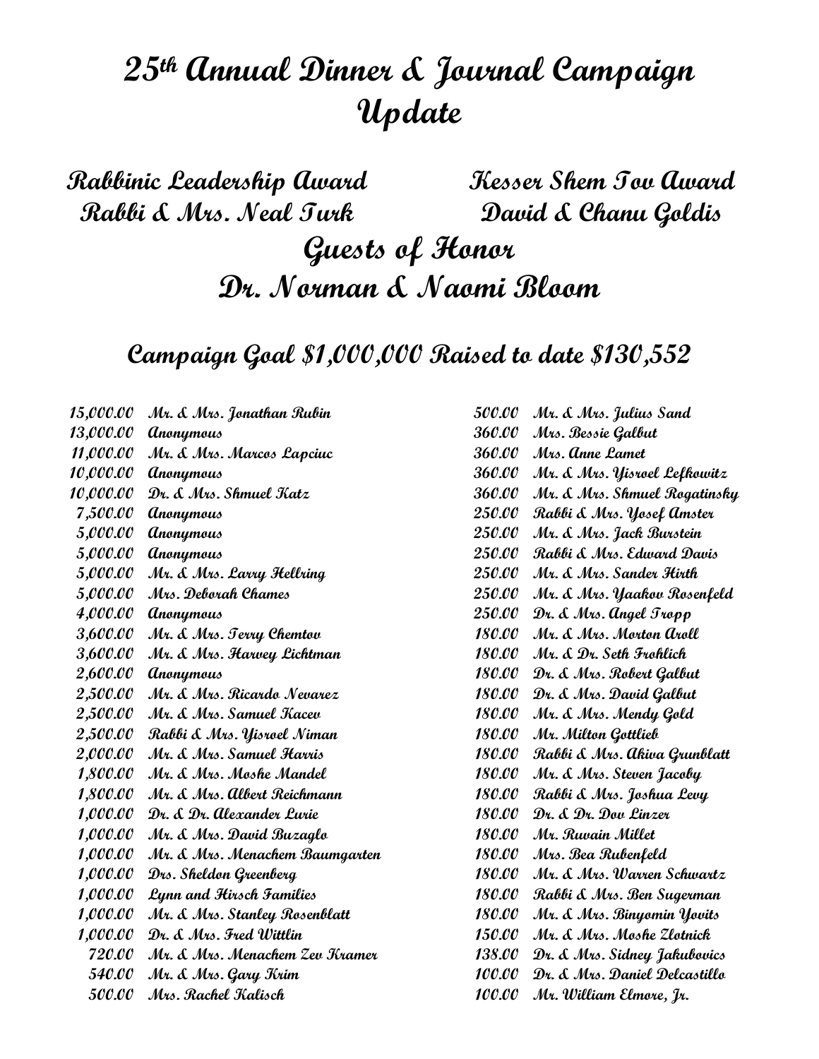# 25th Annual Dinner & Journal Campaign Update

**Rabbinic Leadership Award**
**Rabbi & Mrs. Neal Turk**

**Kesser Shem Tov Award**
**David & Chanu Goldis**

## Guests of Honor
## Dr. Norman & Naomi Bloom

### Campaign Goal $1,000,000 Raised to date $130,552

| Amount | Donor |
|---|---|
| 15,000.00 | Mr. & Mrs. Jonathan Rubin |
| 13,000.00 | Anonymous |
| 11,000.00 | Mr. & Mrs. Marcos Lapciuc |
| 10,000.00 | Anonymous |
| 10,000.00 | Dr. & Mrs. Shmuel Katz |
| 7,500.00 | Anonymous |
| 5,000.00 | Anonymous |
| 5,000.00 | Anonymous |
| 5,000.00 | Mr. & Mrs. Larry Hellring |
| 5,000.00 | Mrs. Deborah Chames |
| 4,000.00 | Anonymous |
| 3,600.00 | Mr. & Mrs. Terry Chemtov |
| 3,600.00 | Mr. & Mrs. Harvey Lichtman |
| 2,600.00 | Anonymous |
| 2,500.00 | Mr. & Mrs. Ricardo Nevarez |
| 2,500.00 | Mr. & Mrs. Samuel Kacev |
| 2,500.00 | Rabbi & Mrs. Yisroel Niman |
| 2,000.00 | Mr. & Mrs. Samuel Harris |
| 1,800.00 | Mr. & Mrs. Moshe Mandel |
| 1,800.00 | Mr. & Mrs. Albert Reichmann |
| 1,000.00 | Dr. & Dr. Alexander Lurie |
| 1,000.00 | Mr. & Mrs. David Buzaglo |
| 1,000.00 | Mr. & Mrs. Menachem Baumgarten |
| 1,000.00 | Drs. Sheldon Greenberg |
| 1,000.00 | Lynn and Hirsch Families |
| 1,000.00 | Mr. & Mrs. Stanley Rosenblatt |
| 1,000.00 | Dr. & Mrs. Fred Wittlin |
| 720.00 | Mr. & Mrs. Menachem Zev Kramer |
| 540.00 | Mr. & Mrs. Gary Krim |
| 500.00 | Mrs. Rachel Kalisch |
| 500.00 | Mr. & Mrs. Julius Sand |
| 360.00 | Mrs. Bessie Galbut |
| 360.00 | Mrs. Anne Lamet |
| 360.00 | Mr. & Mrs. Yisroel Lefkowitz |
| 360.00 | Mr. & Mrs. Shmuel Rogatinsky |
| 250.00 | Rabbi & Mrs. Yosef Amster |
| 250.00 | Mr. & Mrs. Jack Burstein |
| 250.00 | Rabbi & Mrs. Edward Davis |
| 250.00 | Mr. & Mrs. Sander Hirth |
| 250.00 | Mr. & Mrs. Yaakov Rosenfeld |
| 250.00 | Dr. & Mrs. Angel Tropp |
| 180.00 | Mr. & Mrs. Morton Aroll |
| 180.00 | Mr. & Dr. Seth Frohlich |
| 180.00 | Dr. & Mrs. Robert Galbut |
| 180.00 | Dr. & Mrs. David Galbut |
| 180.00 | Mr. & Mrs. Mendy Gold |
| 180.00 | Mr. Milton Gottlieb |
| 180.00 | Rabbi & Mrs. Akiva Grunblatt |
| 180.00 | Mr. & Mrs. Steven Jacoby |
| 180.00 | Rabbi & Mrs. Joshua Levy |
| 180.00 | Dr. & Dr. Dov Linzer |
| 180.00 | Mr. Ruvain Millet |
| 180.00 | Mrs. Bea Rubenfeld |
| 180.00 | Mr. & Mrs. Warren Schwartz |
| 180.00 | Rabbi & Mrs. Ben Sugerman |
| 180.00 | Mr. & Mrs. Binyomin Yovits |
| 150.00 | Mr. & Mrs. Moshe Zlotnick |
| 138.00 | Dr. & Mrs. Sidney Jakubovics |
| 100.00 | Dr. & Mrs. Daniel Delcastillo |
| 100.00 | Mr. William Elmore, Jr. |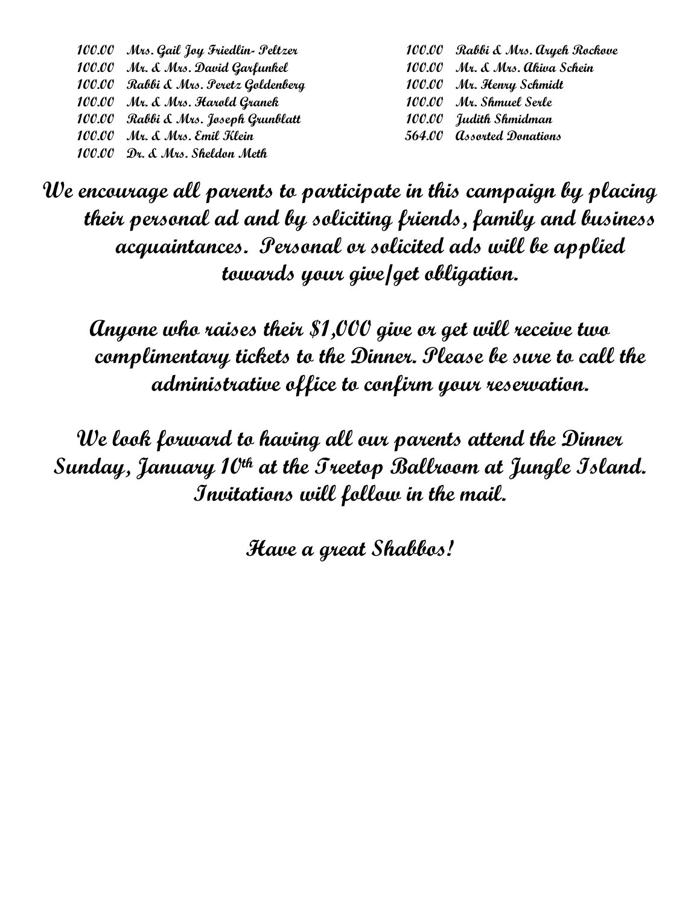| | |
|---|---|
| 100.00 | Mrs. Gail Joy Friedlin- Peltzer |
| 100.00 | Mr. & Mrs. David Garfunkel |
| 100.00 | Rabbi & Mrs. Peretz Goldenberg |
| 100.00 | Mr. & Mrs. Harold Granek |
| 100.00 | Rabbi & Mrs. Joseph Grunblatt |
| 100.00 | Mr. & Mrs. Emil Klein |
| 100.00 | Dr. & Mrs. Sheldon Meth |
| 100.00 | Rabbi & Mrs. Aryeh Rockove |
| 100.00 | Mr. & Mrs. Akiva Schein |
| 100.00 | Mr. Henry Schmidt |
| 100.00 | Mr. Shmuel Serle |
| 100.00 | Judith Shmidman |
| 564.00 | Assorted Donations |

**We encourage all parents to participate in this campaign by placing their personal ad and by soliciting friends, family and business acquaintances. Personal or solicited ads will be applied towards your give/get obligation.**

**Anyone who raises their $1,000 give or get will receive two complimentary tickets to the Dinner. Please be sure to call the administrative office to confirm your reservation.**

**We look forward to having all our parents attend the Dinner Sunday, January 10th at the Treetop Ballroom at Jungle Island. Invitations will follow in the mail.**

**Have a great Shabbos!**